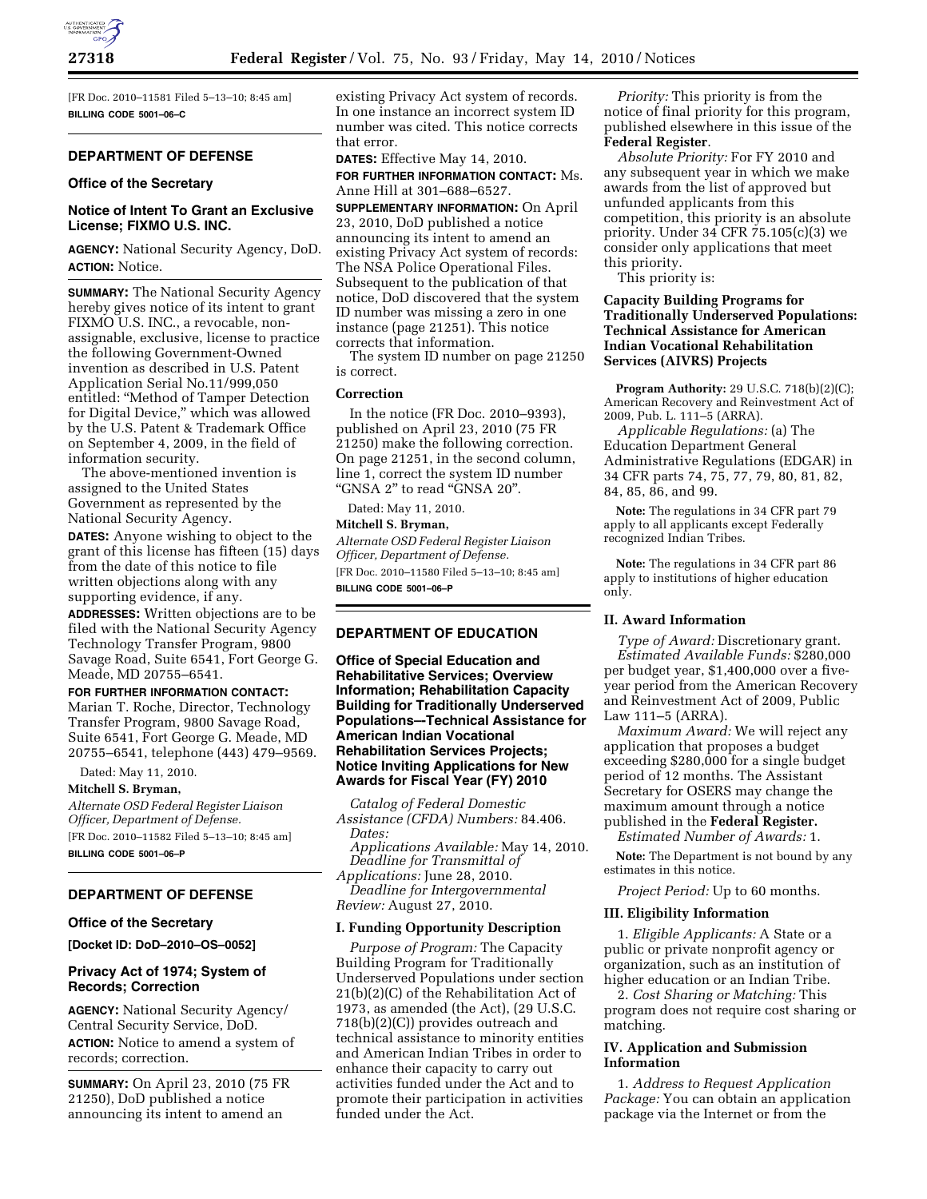[FR Doc. 2010–11581 Filed 5–13–10; 8:45 am]

**BILLING CODE 5001–06–C**

## DEPARTMENT OF DEFENSE

### Office of the Secretary

### Notice of Intent To Grant an Exclusive License; FIXMO U.S. INC.

**AGENCY:** National Security Agency, DoD.

**ACTION:** Notice.

**SUMMARY:** The National Security Agency hereby gives notice of its intent to grant FIXMO U.S. INC., a revocable, non-assignable, exclusive, license to practice the following Government-Owned invention as described in U.S. Patent Application Serial No.11/999,050 entitled: "Method of Tamper Detection for Digital Device," which was allowed by the U.S. Patent & Trademark Office on September 4, 2009, in the field of information security.

The above-mentioned invention is assigned to the United States Government as represented by the National Security Agency.

**DATES:** Anyone wishing to object to the grant of this license has fifteen (15) days from the date of this notice to file written objections along with any supporting evidence, if any.

**ADDRESSES:** Written objections are to be filed with the National Security Agency Technology Transfer Program, 9800 Savage Road, Suite 6541, Fort George G. Meade, MD 20755–6541.

**FOR FURTHER INFORMATION CONTACT:** Marian T. Roche, Director, Technology Transfer Program, 9800 Savage Road, Suite 6541, Fort George G. Meade, MD 20755–6541, telephone (443) 479–9569.

Dated: May 11, 2010.

**Mitchell S. Bryman,**

*Alternate OSD Federal Register Liaison Officer, Department of Defense.*

[FR Doc. 2010–11582 Filed 5–13–10; 8:45 am]

**BILLING CODE 5001–06–P**

## DEPARTMENT OF DEFENSE

### Office of the Secretary

**[Docket ID: DoD–2010–OS–0052]**

### Privacy Act of 1974; System of Records; Correction

**AGENCY:** National Security Agency/ Central Security Service, DoD.

**ACTION:** Notice to amend a system of records; correction.

**SUMMARY:** On April 23, 2010 (75 FR 21250), DoD published a notice announcing its intent to amend an existing Privacy Act system of records. In one instance an incorrect system ID number was cited. This notice corrects that error.

**DATES:** Effective May 14, 2010.

**FOR FURTHER INFORMATION CONTACT:** Ms. Anne Hill at 301–688–6527.

**SUPPLEMENTARY INFORMATION:** On April 23, 2010, DoD published a notice announcing its intent to amend an existing Privacy Act system of records: The NSA Police Operational Files. Subsequent to the publication of that notice, DoD discovered that the system ID number was missing a zero in one instance (page 21251). This notice corrects that information.

The system ID number on page 21250 is correct.

#### Correction

In the notice (FR Doc. 2010–9393), published on April 23, 2010 (75 FR 21250) make the following correction. On page 21251, in the second column, line 1, correct the system ID number "GNSA 2" to read "GNSA 20".

Dated: May 11, 2010.

**Mitchell S. Bryman,**

*Alternate OSD Federal Register Liaison Officer, Department of Defense.*

[FR Doc. 2010–11580 Filed 5–13–10; 8:45 am]

**BILLING CODE 5001–06–P**

## DEPARTMENT OF EDUCATION

### Office of Special Education and Rehabilitative Services; Overview Information; Rehabilitation Capacity Building for Traditionally Underserved Populations—Technical Assistance for American Indian Vocational Rehabilitation Services Projects; Notice Inviting Applications for New Awards for Fiscal Year (FY) 2010

*Catalog of Federal Domestic Assistance (CFDA) Numbers:* 84.406.

*Dates:*

*Applications Available:* May 14, 2010.

*Deadline for Transmittal of Applications:* June 28, 2010.

*Deadline for Intergovernmental Review:* August 27, 2010.

#### I. Funding Opportunity Description

*Purpose of Program:* The Capacity Building Program for Traditionally Underserved Populations under section 21(b)(2)(C) of the Rehabilitation Act of 1973, as amended (the Act), (29 U.S.C. 718(b)(2)(C)) provides outreach and technical assistance to minority entities and American Indian Tribes in order to enhance their capacity to carry out activities funded under the Act and to promote their participation in activities funded under the Act.

*Priority:* This priority is from the notice of final priority for this program, published elsewhere in this issue of the **Federal Register**.

*Absolute Priority:* For FY 2010 and any subsequent year in which we make awards from the list of approved but unfunded applicants from this competition, this priority is an absolute priority. Under 34 CFR 75.105(c)(3) we consider only applications that meet this priority.

This priority is:

**Capacity Building Programs for Traditionally Underserved Populations: Technical Assistance for American Indian Vocational Rehabilitation Services (AIVRS) Projects**

**Program Authority:** 29 U.S.C. 718(b)(2)(C); American Recovery and Reinvestment Act of 2009, Pub. L. 111–5 (ARRA).

*Applicable Regulations:* (a) The Education Department General Administrative Regulations (EDGAR) in 34 CFR parts 74, 75, 77, 79, 80, 81, 82, 84, 85, 86, and 99.

**Note:** The regulations in 34 CFR part 79 apply to all applicants except Federally recognized Indian Tribes.

**Note:** The regulations in 34 CFR part 86 apply to institutions of higher education only.

#### II. Award Information

*Type of Award:* Discretionary grant.

*Estimated Available Funds:* $280,000 per budget year, $1,400,000 over a five-year period from the American Recovery and Reinvestment Act of 2009, Public Law 111–5 (ARRA).

*Maximum Award:* We will reject any application that proposes a budget exceeding $280,000 for a single budget period of 12 months. The Assistant Secretary for OSERS may change the maximum amount through a notice published in the **Federal Register.**

*Estimated Number of Awards:* 1.

**Note:** The Department is not bound by any estimates in this notice.

*Project Period:* Up to 60 months.

#### III. Eligibility Information

1. *Eligible Applicants:* A State or a public or private nonprofit agency or organization, such as an institution of higher education or an Indian Tribe.

2. *Cost Sharing or Matching:* This program does not require cost sharing or matching.

#### IV. Application and Submission Information

1. *Address to Request Application Package:* You can obtain an application package via the Internet or from the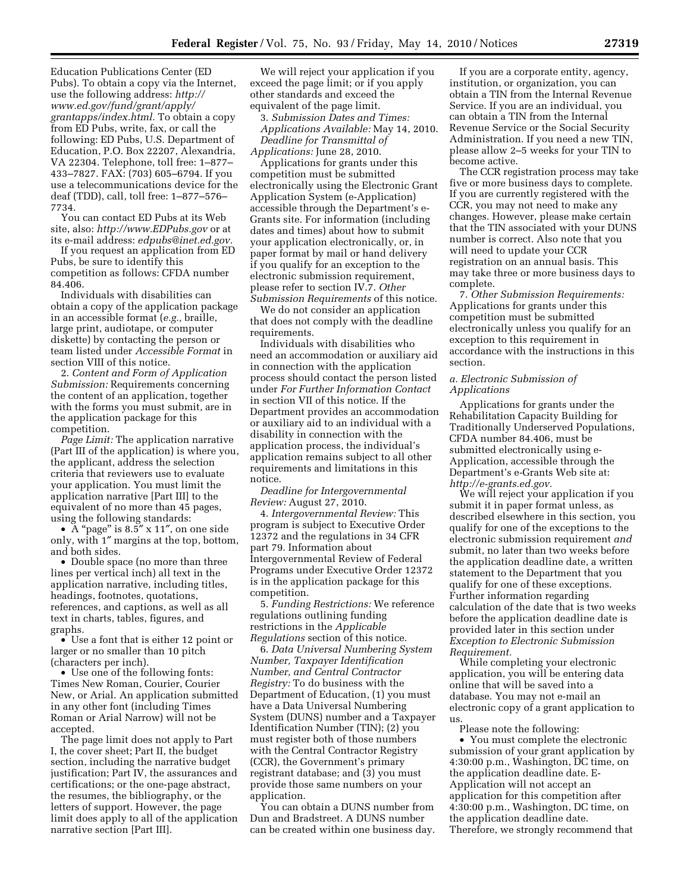Education Publications Center (ED Pubs). To obtain a copy via the Internet, use the following address: *http://www.ed.gov/fund/grant/apply/grantapps/index.html.* To obtain a copy from ED Pubs, write, fax, or call the following: ED Pubs, U.S. Department of Education, P.O. Box 22207, Alexandria, VA 22304. Telephone, toll free: 1–877–433–7827. FAX: (703) 605–6794. If you use a telecommunications device for the deaf (TDD), call, toll free: 1–877–576–7734.

You can contact ED Pubs at its Web site, also: *http://www.EDPubs.gov* or at its e-mail address: *edpubs@inet.ed.gov.*

If you request an application from ED Pubs, be sure to identify this competition as follows: CFDA number 84.406.

Individuals with disabilities can obtain a copy of the application package in an accessible format (*e.g.,* braille, large print, audiotape, or computer diskette) by contacting the person or team listed under *Accessible Format* in section VIII of this notice.

2. *Content and Form of Application Submission:* Requirements concerning the content of an application, together with the forms you must submit, are in the application package for this competition.

*Page Limit:* The application narrative (Part III of the application) is where you, the applicant, address the selection criteria that reviewers use to evaluate your application. You must limit the application narrative [Part III] to the equivalent of no more than 45 pages, using the following standards:

- A "page" is 8.5″ x 11″, on one side only, with 1″ margins at the top, bottom, and both sides.
- Double space (no more than three lines per vertical inch) all text in the application narrative, including titles, headings, footnotes, quotations, references, and captions, as well as all text in charts, tables, figures, and graphs.
- Use a font that is either 12 point or larger or no smaller than 10 pitch (characters per inch).
- Use one of the following fonts: Times New Roman, Courier, Courier New, or Arial. An application submitted in any other font (including Times Roman or Arial Narrow) will not be accepted.

The page limit does not apply to Part I, the cover sheet; Part II, the budget section, including the narrative budget justification; Part IV, the assurances and certifications; or the one-page abstract, the resumes, the bibliography, or the letters of support. However, the page limit does apply to all of the application narrative section [Part III].

We will reject your application if you exceed the page limit; or if you apply other standards and exceed the equivalent of the page limit.

3. *Submission Dates and Times:*

*Applications Available:* May 14, 2010.

*Deadline for Transmittal of Applications:* June 28, 2010.

Applications for grants under this competition must be submitted electronically using the Electronic Grant Application System (e-Application) accessible through the Department's e-Grants site. For information (including dates and times) about how to submit your application electronically, or, in paper format by mail or hand delivery if you qualify for an exception to the electronic submission requirement, please refer to section IV.7. *Other Submission Requirements* of this notice.

We do not consider an application that does not comply with the deadline requirements.

Individuals with disabilities who need an accommodation or auxiliary aid in connection with the application process should contact the person listed under *For Further Information Contact* in section VII of this notice. If the Department provides an accommodation or auxiliary aid to an individual with a disability in connection with the application process, the individual's application remains subject to all other requirements and limitations in this notice.

*Deadline for Intergovernmental Review:* August 27, 2010.

4. *Intergovernmental Review:* This program is subject to Executive Order 12372 and the regulations in 34 CFR part 79. Information about Intergovernmental Review of Federal Programs under Executive Order 12372 is in the application package for this competition.

5. *Funding Restrictions:* We reference regulations outlining funding restrictions in the *Applicable Regulations* section of this notice.

6. *Data Universal Numbering System Number, Taxpayer Identification Number, and Central Contractor Registry:* To do business with the Department of Education, (1) you must have a Data Universal Numbering System (DUNS) number and a Taxpayer Identification Number (TIN); (2) you must register both of those numbers with the Central Contractor Registry (CCR), the Government's primary registrant database; and (3) you must provide those same numbers on your application.

You can obtain a DUNS number from Dun and Bradstreet. A DUNS number can be created within one business day.

If you are a corporate entity, agency, institution, or organization, you can obtain a TIN from the Internal Revenue Service. If you are an individual, you can obtain a TIN from the Internal Revenue Service or the Social Security Administration. If you need a new TIN, please allow 2–5 weeks for your TIN to become active.

The CCR registration process may take five or more business days to complete. If you are currently registered with the CCR, you may not need to make any changes. However, please make certain that the TIN associated with your DUNS number is correct. Also note that you will need to update your CCR registration on an annual basis. This may take three or more business days to complete.

7. *Other Submission Requirements:* Applications for grants under this competition must be submitted electronically unless you qualify for an exception to this requirement in accordance with the instructions in this section.

*a. Electronic Submission of Applications*

Applications for grants under the Rehabilitation Capacity Building for Traditionally Underserved Populations, CFDA number 84.406, must be submitted electronically using e-Application, accessible through the Department's e-Grants Web site at: *http://e-grants.ed.gov.*

We will reject your application if you submit it in paper format unless, as described elsewhere in this section, you qualify for one of the exceptions to the electronic submission requirement *and* submit, no later than two weeks before the application deadline date, a written statement to the Department that you qualify for one of these exceptions. Further information regarding calculation of the date that is two weeks before the application deadline date is provided later in this section under *Exception to Electronic Submission Requirement.*

While completing your electronic application, you will be entering data online that will be saved into a database. You may not e-mail an electronic copy of a grant application to us.

Please note the following:

- You must complete the electronic submission of your grant application by 4:30:00 p.m., Washington, DC time, on the application deadline date. E-Application will not accept an application for this competition after 4:30:00 p.m., Washington, DC time, on the application deadline date. Therefore, we strongly recommend that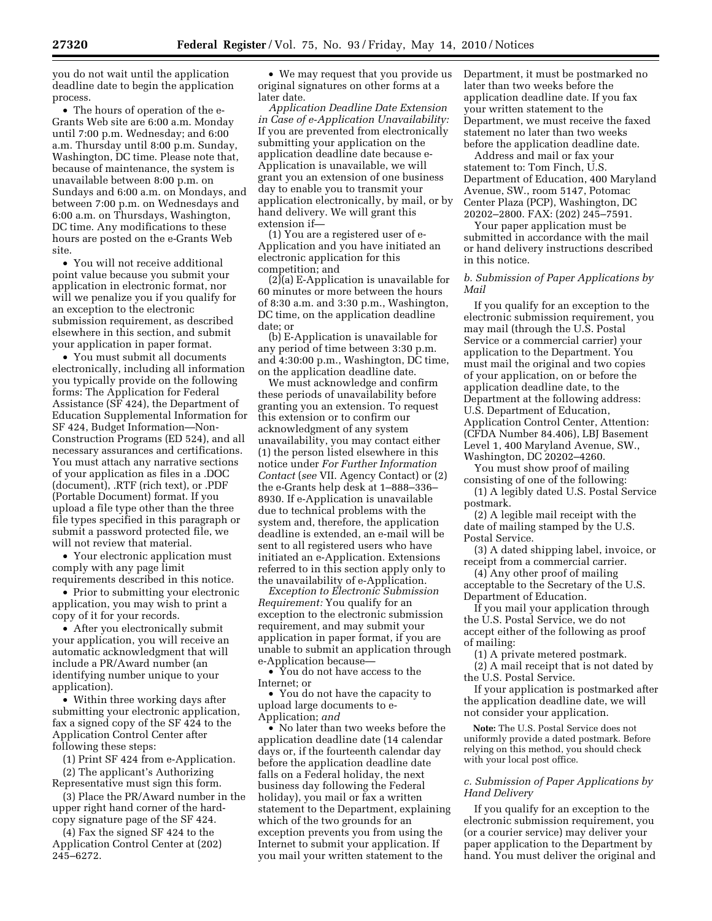you do not wait until the application deadline date to begin the application process.

- The hours of operation of the e-Grants Web site are 6:00 a.m. Monday until 7:00 p.m. Wednesday; and 6:00 a.m. Thursday until 8:00 p.m. Sunday, Washington, DC time. Please note that, because of maintenance, the system is unavailable between 8:00 p.m. on Sundays and 6:00 a.m. on Mondays, and between 7:00 p.m. on Wednesdays and 6:00 a.m. on Thursdays, Washington, DC time. Any modifications to these hours are posted on the e-Grants Web site.
- You will not receive additional point value because you submit your application in electronic format, nor will we penalize you if you qualify for an exception to the electronic submission requirement, as described elsewhere in this section, and submit your application in paper format.
- You must submit all documents electronically, including all information you typically provide on the following forms: The Application for Federal Assistance (SF 424), the Department of Education Supplemental Information for SF 424, Budget Information—Non-Construction Programs (ED 524), and all necessary assurances and certifications. You must attach any narrative sections of your application as files in a .DOC (document), .RTF (rich text), or .PDF (Portable Document) format. If you upload a file type other than the three file types specified in this paragraph or submit a password protected file, we will not review that material.
- Your electronic application must comply with any page limit requirements described in this notice.
- Prior to submitting your electronic application, you may wish to print a copy of it for your records.
- After you electronically submit your application, you will receive an automatic acknowledgment that will include a PR/Award number (an identifying number unique to your application).
- Within three working days after submitting your electronic application, fax a signed copy of the SF 424 to the Application Control Center after following these steps:

(1) Print SF 424 from e-Application.

(2) The applicant's Authorizing Representative must sign this form.

(3) Place the PR/Award number in the upper right hand corner of the hard-copy signature page of the SF 424.

(4) Fax the signed SF 424 to the Application Control Center at (202) 245–6272.

- We may request that you provide us original signatures on other forms at a later date.

*Application Deadline Date Extension in Case of e-Application Unavailability:* If you are prevented from electronically submitting your application on the application deadline date because e-Application is unavailable, we will grant you an extension of one business day to enable you to transmit your application electronically, by mail, or by hand delivery. We will grant this extension if—

(1) You are a registered user of e-Application and you have initiated an electronic application for this competition; and

(2)(a) E-Application is unavailable for 60 minutes or more between the hours of 8:30 a.m. and 3:30 p.m., Washington, DC time, on the application deadline date; or

(b) E-Application is unavailable for any period of time between 3:30 p.m. and 4:30:00 p.m., Washington, DC time, on the application deadline date.

We must acknowledge and confirm these periods of unavailability before granting you an extension. To request this extension or to confirm our acknowledgment of any system unavailability, you may contact either (1) the person listed elsewhere in this notice under *For Further Information Contact* (*see* VII. Agency Contact) or (2) the e-Grants help desk at 1–888–336–8930. If e-Application is unavailable due to technical problems with the system and, therefore, the application deadline is extended, an e-mail will be sent to all registered users who have initiated an e-Application. Extensions referred to in this section apply only to the unavailability of e-Application.

*Exception to Electronic Submission Requirement:* You qualify for an exception to the electronic submission requirement, and may submit your application in paper format, if you are unable to submit an application through e-Application because—

- You do not have access to the Internet; or
- You do not have the capacity to upload large documents to e-Application; *and*
- No later than two weeks before the application deadline date (14 calendar days or, if the fourteenth calendar day before the application deadline date falls on a Federal holiday, the next business day following the Federal holiday), you mail or fax a written statement to the Department, explaining which of the two grounds for an exception prevents you from using the Internet to submit your application. If you mail your written statement to the Department, it must be postmarked no later than two weeks before the application deadline date. If you fax your written statement to the Department, we must receive the faxed statement no later than two weeks before the application deadline date.

Address and mail or fax your statement to: Tom Finch, U.S. Department of Education, 400 Maryland Avenue, SW., room 5147, Potomac Center Plaza (PCP), Washington, DC 20202–2800. FAX: (202) 245–7591.

Your paper application must be submitted in accordance with the mail or hand delivery instructions described in this notice.

### *b. Submission of Paper Applications by Mail*

If you qualify for an exception to the electronic submission requirement, you may mail (through the U.S. Postal Service or a commercial carrier) your application to the Department. You must mail the original and two copies of your application, on or before the application deadline date, to the Department at the following address: U.S. Department of Education, Application Control Center, Attention: (CFDA Number 84.406), LBJ Basement Level 1, 400 Maryland Avenue, SW., Washington, DC 20202–4260.

You must show proof of mailing consisting of one of the following:

(1) A legibly dated U.S. Postal Service postmark.

(2) A legible mail receipt with the date of mailing stamped by the U.S. Postal Service.

(3) A dated shipping label, invoice, or receipt from a commercial carrier.

(4) Any other proof of mailing acceptable to the Secretary of the U.S. Department of Education.

If you mail your application through the U.S. Postal Service, we do not accept either of the following as proof of mailing:

(1) A private metered postmark.

(2) A mail receipt that is not dated by the U.S. Postal Service.

If your application is postmarked after the application deadline date, we will not consider your application.

**Note:** The U.S. Postal Service does not uniformly provide a dated postmark. Before relying on this method, you should check with your local post office.

### *c. Submission of Paper Applications by Hand Delivery*

If you qualify for an exception to the electronic submission requirement, you (or a courier service) may deliver your paper application to the Department by hand. You must deliver the original and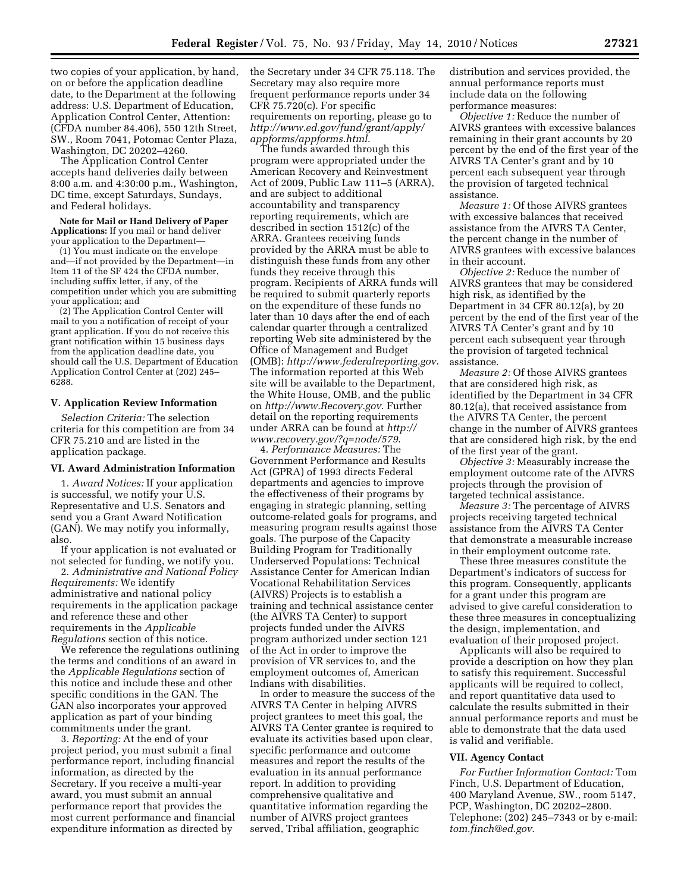two copies of your application, by hand, on or before the application deadline date, to the Department at the following address: U.S. Department of Education, Application Control Center, Attention: (CFDA number 84.406), 550 12th Street, SW., Room 7041, Potomac Center Plaza, Washington, DC 20202–4260.

The Application Control Center accepts hand deliveries daily between 8:00 a.m. and 4:30:00 p.m., Washington, DC time, except Saturdays, Sundays, and Federal holidays.

**Note for Mail or Hand Delivery of Paper Applications:** If you mail or hand deliver your application to the Department—

(1) You must indicate on the envelope and—if not provided by the Department—in Item 11 of the SF 424 the CFDA number, including suffix letter, if any, of the competition under which you are submitting your application; and

(2) The Application Control Center will mail to you a notification of receipt of your grant application. If you do not receive this grant notification within 15 business days from the application deadline date, you should call the U.S. Department of Education Application Control Center at (202) 245–6288.

### V. Application Review Information

*Selection Criteria:* The selection criteria for this competition are from 34 CFR 75.210 and are listed in the application package.

### VI. Award Administration Information

1. *Award Notices:* If your application is successful, we notify your U.S. Representative and U.S. Senators and send you a Grant Award Notification (GAN). We may notify you informally, also.

If your application is not evaluated or not selected for funding, we notify you.

2. *Administrative and National Policy Requirements:* We identify administrative and national policy requirements in the application package and reference these and other requirements in the *Applicable Regulations* section of this notice.

We reference the regulations outlining the terms and conditions of an award in the *Applicable Regulations* section of this notice and include these and other specific conditions in the GAN. The GAN also incorporates your approved application as part of your binding commitments under the grant.

3. *Reporting:* At the end of your project period, you must submit a final performance report, including financial information, as directed by the Secretary. If you receive a multi-year award, you must submit an annual performance report that provides the most current performance and financial expenditure information as directed by the Secretary under 34 CFR 75.118. The Secretary may also require more frequent performance reports under 34 CFR 75.720(c). For specific requirements on reporting, please go to *http://www.ed.gov/fund/grant/apply/appforms/appforms.html*.

The funds awarded through this program were appropriated under the American Recovery and Reinvestment Act of 2009, Public Law 111–5 (ARRA), and are subject to additional accountability and transparency reporting requirements, which are described in section 1512(c) of the ARRA. Grantees receiving funds provided by the ARRA must be able to distinguish these funds from any other funds they receive through this program. Recipients of ARRA funds will be required to submit quarterly reports on the expenditure of these funds no later than 10 days after the end of each calendar quarter through a centralized reporting Web site administered by the Office of Management and Budget (OMB): *http://www.federalreporting.gov*. The information reported at this Web site will be available to the Department, the White House, OMB, and the public on *http://www.Recovery.gov*. Further detail on the reporting requirements under ARRA can be found at *http://www.recovery.gov/?q=node/579*.

4. *Performance Measures:* The Government Performance and Results Act (GPRA) of 1993 directs Federal departments and agencies to improve the effectiveness of their programs by engaging in strategic planning, setting outcome-related goals for programs, and measuring program results against those goals. The purpose of the Capacity Building Program for Traditionally Underserved Populations: Technical Assistance Center for American Indian Vocational Rehabilitation Services (AIVRS) Projects is to establish a training and technical assistance center (the AIVRS TA Center) to support projects funded under the AIVRS program authorized under section 121 of the Act in order to improve the provision of VR services to, and the employment outcomes of, American Indians with disabilities.

In order to measure the success of the AIVRS TA Center in helping AIVRS project grantees to meet this goal, the AIVRS TA Center grantee is required to evaluate its activities based upon clear, specific performance and outcome measures and report the results of the evaluation in its annual performance report. In addition to providing comprehensive qualitative and quantitative information regarding the number of AIVRS project grantees served, Tribal affiliation, geographic distribution and services provided, the annual performance reports must include data on the following performance measures:

*Objective 1:* Reduce the number of AIVRS grantees with excessive balances remaining in their grant accounts by 20 percent by the end of the first year of the AIVRS TA Center's grant and by 10 percent each subsequent year through the provision of targeted technical assistance.

*Measure 1:* Of those AIVRS grantees with excessive balances that received assistance from the AIVRS TA Center, the percent change in the number of AIVRS grantees with excessive balances in their account.

*Objective 2:* Reduce the number of AIVRS grantees that may be considered high risk, as identified by the Department in 34 CFR 80.12(a), by 20 percent by the end of the first year of the AIVRS TA Center's grant and by 10 percent each subsequent year through the provision of targeted technical assistance.

*Measure 2:* Of those AIVRS grantees that are considered high risk, as identified by the Department in 34 CFR 80.12(a), that received assistance from the AIVRS TA Center, the percent change in the number of AIVRS grantees that are considered high risk, by the end of the first year of the grant.

*Objective 3:* Measurably increase the employment outcome rate of the AIVRS projects through the provision of targeted technical assistance.

*Measure 3:* The percentage of AIVRS projects receiving targeted technical assistance from the AIVRS TA Center that demonstrate a measurable increase in their employment outcome rate.

These three measures constitute the Department's indicators of success for this program. Consequently, applicants for a grant under this program are advised to give careful consideration to these three measures in conceptualizing the design, implementation, and evaluation of their proposed project.

Applicants will also be required to provide a description on how they plan to satisfy this requirement. Successful applicants will be required to collect, and report quantitative data used to calculate the results submitted in their annual performance reports and must be able to demonstrate that the data used is valid and verifiable.

### VII. Agency Contact

*For Further Information Contact:* Tom Finch, U.S. Department of Education, 400 Maryland Avenue, SW., room 5147, PCP, Washington, DC 20202–2800. Telephone: (202) 245–7343 or by e-mail: *tom.finch@ed.gov*.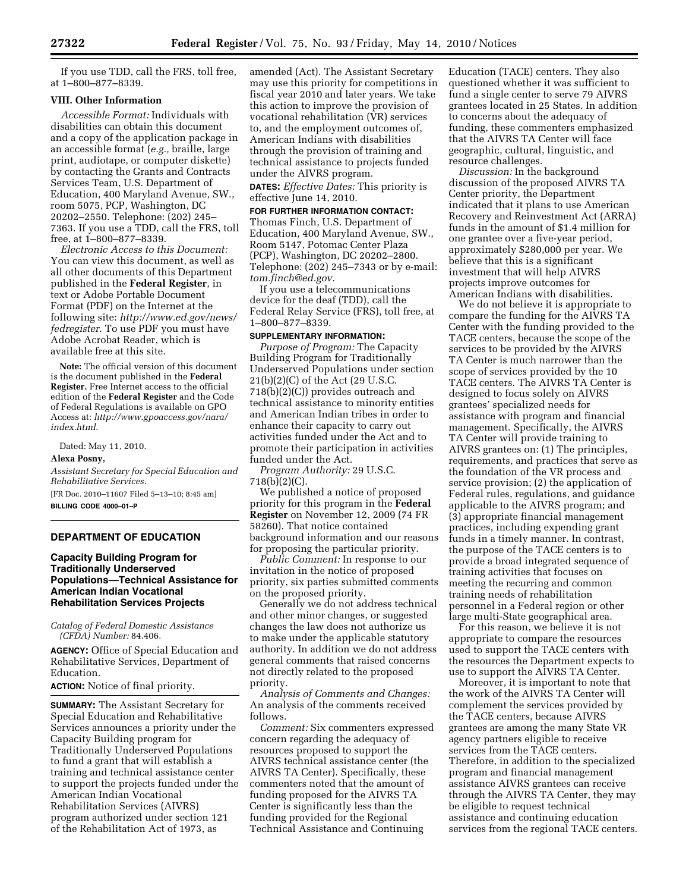If you use TDD, call the FRS, toll free, at 1–800–877–8339.

## VIII. Other Information

*Accessible Format:* Individuals with disabilities can obtain this document and a copy of the application package in an accessible format (*e.g.,* braille, large print, audiotape, or computer diskette) by contacting the Grants and Contracts Services Team, U.S. Department of Education, 400 Maryland Avenue, SW., room 5075, PCP, Washington, DC 20202–2550. Telephone: (202) 245–7363. If you use a TDD, call the FRS, toll free, at 1–800–877–8339.

*Electronic Access to this Document:* You can view this document, as well as all other documents of this Department published in the **Federal Register**, in text or Adobe Portable Document Format (PDF) on the Internet at the following site: *http://www.ed.gov/news/fedregister*. To use PDF you must have Adobe Acrobat Reader, which is available free at this site.

**Note:** The official version of this document is the document published in the **Federal Register.** Free Internet access to the official edition of the **Federal Register** and the Code of Federal Regulations is available on GPO Access at: *http://www.gpoaccess.gov/nara/index.html*.

Dated: May 11, 2010.

**Alexa Posny,**

*Assistant Secretary for Special Education and Rehabilitative Services.*

[FR Doc. 2010–11607 Filed 5–13–10; 8:45 am]

**BILLING CODE 4000–01–P**

---

## DEPARTMENT OF EDUCATION

### Capacity Building Program for Traditionally Underserved Populations—Technical Assistance for American Indian Vocational Rehabilitation Services Projects

*Catalog of Federal Domestic Assistance (CFDA) Number:* 84.406.

**AGENCY:** Office of Special Education and Rehabilitative Services, Department of Education.

**ACTION:** Notice of final priority.

**SUMMARY:** The Assistant Secretary for Special Education and Rehabilitative Services announces a priority under the Capacity Building program for Traditionally Underserved Populations to fund a grant that will establish a training and technical assistance center to support the projects funded under the American Indian Vocational Rehabilitation Services (AIVRS) program authorized under section 121 of the Rehabilitation Act of 1973, as amended (Act). The Assistant Secretary may use this priority for competitions in fiscal year 2010 and later years. We take this action to improve the provision of vocational rehabilitation (VR) services to, and the employment outcomes of, American Indians with disabilities through the provision of training and technical assistance to projects funded under the AIVRS program.

**DATES:** *Effective Dates:* This priority is effective June 14, 2010.

**FOR FURTHER INFORMATION CONTACT:** Thomas Finch, U.S. Department of Education, 400 Maryland Avenue, SW., Room 5147, Potomac Center Plaza (PCP), Washington, DC 20202–2800. Telephone: (202) 245–7343 or by e-mail: *tom.finch@ed.gov*.

If you use a telecommunications device for the deaf (TDD), call the Federal Relay Service (FRS), toll free, at 1–800–877–8339.

**SUPPLEMENTARY INFORMATION:**

*Purpose of Program:* The Capacity Building Program for Traditionally Underserved Populations under section 21(b)(2)(C) of the Act (29 U.S.C. 718(b)(2)(C)) provides outreach and technical assistance to minority entities and American Indian tribes in order to enhance their capacity to carry out activities funded under the Act and to promote their participation in activities funded under the Act.

*Program Authority:* 29 U.S.C. 718(b)(2)(C).

We published a notice of proposed priority for this program in the **Federal Register** on November 12, 2009 (74 FR 58260). That notice contained background information and our reasons for proposing the particular priority.

*Public Comment:* In response to our invitation in the notice of proposed priority, six parties submitted comments on the proposed priority.

Generally we do not address technical and other minor changes, or suggested changes the law does not authorize us to make under the applicable statutory authority. In addition we do not address general comments that raised concerns not directly related to the proposed priority.

*Analysis of Comments and Changes:* An analysis of the comments received follows.

*Comment:* Six commenters expressed concern regarding the adequacy of resources proposed to support the AIVRS technical assistance center (the AIVRS TA Center). Specifically, these commenters noted that the amount of funding proposed for the AIVRS TA Center is significantly less than the funding provided for the Regional Technical Assistance and Continuing Education (TACE) centers. They also questioned whether it was sufficient to fund a single center to serve 79 AIVRS grantees located in 25 States. In addition to concerns about the adequacy of funding, these commenters emphasized that the AIVRS TA Center will face geographic, cultural, linguistic, and resource challenges.

*Discussion:* In the background discussion of the proposed AIVRS TA Center priority, the Department indicated that it plans to use American Recovery and Reinvestment Act (ARRA) funds in the amount of $1.4 million for one grantee over a five-year period, approximately $280,000 per year. We believe that this is a significant investment that will help AIVRS projects improve outcomes for American Indians with disabilities.

We do not believe it is appropriate to compare the funding for the AIVRS TA Center with the funding provided to the TACE centers, because the scope of the services to be provided by the AIVRS TA Center is much narrower than the scope of services provided by the 10 TACE centers. The AIVRS TA Center is designed to focus solely on AIVRS grantees' specialized needs for assistance with program and financial management. Specifically, the AIVRS TA Center will provide training to AIVRS grantees on: (1) The principles, requirements, and practices that serve as the foundation of the VR process and service provision; (2) the application of Federal rules, regulations, and guidance applicable to the AIVRS program; and (3) appropriate financial management practices, including expending grant funds in a timely manner. In contrast, the purpose of the TACE centers is to provide a broad integrated sequence of training activities that focuses on meeting the recurring and common training needs of rehabilitation personnel in a Federal region or other large multi-State geographical area.

For this reason, we believe it is not appropriate to compare the resources used to support the TACE centers with the resources the Department expects to use to support the AIVRS TA Center.

Moreover, it is important to note that the work of the AIVRS TA Center will complement the services provided by the TACE centers, because AIVRS grantees are among the many State VR agency partners eligible to receive services from the TACE centers. Therefore, in addition to the specialized program and financial management assistance AIVRS grantees can receive through the AIVRS TA Center, they may be eligible to request technical assistance and continuing education services from the regional TACE centers.